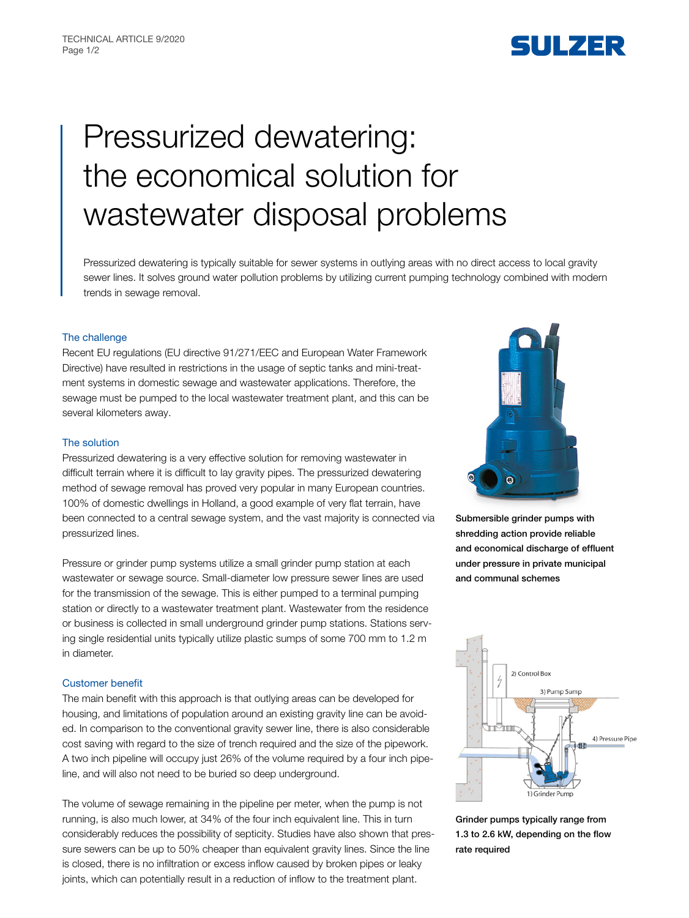# Pressurized dewatering: the economical solution for wastewater disposal problems

Pressurized dewatering is typically suitable for sewer systems in outlying areas with no direct access to local gravity sewer lines. It solves ground water pollution problems by utilizing current pumping technology combined with modern trends in sewage removal.

## The challenge

Recent EU regulations (EU directive 91/271/EEC and European Water Framework Directive) have resulted in restrictions in the usage of septic tanks and mini-treatment systems in domestic sewage and wastewater applications. Therefore, the sewage must be pumped to the local wastewater treatment plant, and this can be several kilometers away.

## The solution

Pressurized dewatering is a very effective solution for removing wastewater in difficult terrain where it is difficult to lay gravity pipes. The pressurized dewatering method of sewage removal has proved very popular in many European countries. 100% of domestic dwellings in Holland, a good example of very flat terrain, have been connected to a central sewage system, and the vast majority is connected via pressurized lines.

Pressure or grinder pump systems utilize a small grinder pump station at each wastewater or sewage source. Small-diameter low pressure sewer lines are used for the transmission of the sewage. This is either pumped to a terminal pumping station or directly to a wastewater treatment plant. Wastewater from the residence or business is collected in small underground grinder pump stations. Stations serving single residential units typically utilize plastic sumps of some 700 mm to 1.2 m in diameter.

## Customer benefit

The main benefit with this approach is that outlying areas can be developed for housing, and limitations of population around an existing gravity line can be avoided. In comparison to the conventional gravity sewer line, there is also considerable cost saving with regard to the size of trench required and the size of the pipework. A two inch pipeline will occupy just 26% of the volume required by a four inch pipeline, and will also not need to be buried so deep underground.

The volume of sewage remaining in the pipeline per meter, when the pump is not running, is also much lower, at 34% of the four inch equivalent line. This in turn considerably reduces the possibility of septicity. Studies have also shown that pressure sewers can be up to 50% cheaper than equivalent gravity lines. Since the line is closed, there is no infiltration or excess inflow caused by broken pipes or leaky joints, which can potentially result in a reduction of inflow to the treatment plant.

**Submersible grinder pumps with shredding action provide reliable and economical discharge of effluent under pressure in private municipal and communal schemes**

2) Control Box
3) Pump Sump
4) Pressure Pipe
1) Grinder Pump

**Grinder pumps typically range from 1.3 to 2.6 kW, depending on the flow rate required**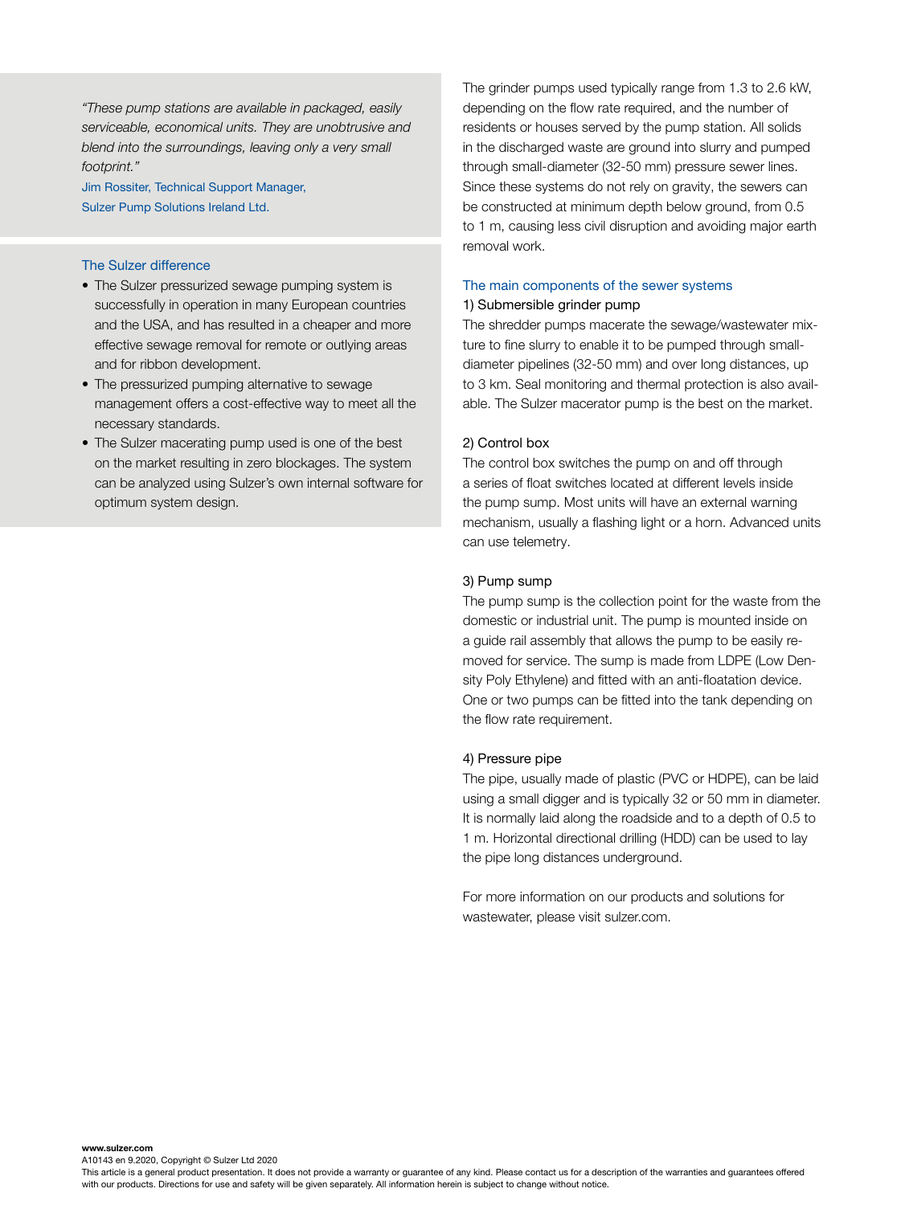*"These pump stations are available in packaged, easily serviceable, economical units. They are unobtrusive and blend into the surroundings, leaving only a very small footprint."*

Jim Rossiter, Technical Support Manager,
Sulzer Pump Solutions Ireland Ltd.

### The Sulzer difference

- The Sulzer pressurized sewage pumping system is successfully in operation in many European countries and the USA, and has resulted in a cheaper and more effective sewage removal for remote or outlying areas and for ribbon development.
- The pressurized pumping alternative to sewage management offers a cost-effective way to meet all the necessary standards.
- The Sulzer macerating pump used is one of the best on the market resulting in zero blockages. The system can be analyzed using Sulzer's own internal software for optimum system design.

The grinder pumps used typically range from 1.3 to 2.6 kW, depending on the flow rate required, and the number of residents or houses served by the pump station. All solids in the discharged waste are ground into slurry and pumped through small-diameter (32-50 mm) pressure sewer lines. Since these systems do not rely on gravity, the sewers can be constructed at minimum depth below ground, from 0.5 to 1 m, causing less civil disruption and avoiding major earth removal work.

### The main components of the sewer systems

1) Submersible grinder pump

The shredder pumps macerate the sewage/wastewater mixture to fine slurry to enable it to be pumped through small-diameter pipelines (32-50 mm) and over long distances, up to 3 km. Seal monitoring and thermal protection is also available. The Sulzer macerator pump is the best on the market.

2) Control box

The control box switches the pump on and off through a series of float switches located at different levels inside the pump sump. Most units will have an external warning mechanism, usually a flashing light or a horn. Advanced units can use telemetry.

3) Pump sump

The pump sump is the collection point for the waste from the domestic or industrial unit. The pump is mounted inside on a guide rail assembly that allows the pump to be easily removed for service. The sump is made from LDPE (Low Density Poly Ethylene) and fitted with an anti-floatation device. One or two pumps can be fitted into the tank depending on the flow rate requirement.

4) Pressure pipe

The pipe, usually made of plastic (PVC or HDPE), can be laid using a small digger and is typically 32 or 50 mm in diameter. It is normally laid along the roadside and to a depth of 0.5 to 1 m. Horizontal directional drilling (HDD) can be used to lay the pipe long distances underground.

For more information on our products and solutions for wastewater, please visit sulzer.com.

**www.sulzer.com**
A10143 en 9.2020, Copyright © Sulzer Ltd 2020
This article is a general product presentation. It does not provide a warranty or guarantee of any kind. Please contact us for a description of the warranties and guarantees offered with our products. Directions for use and safety will be given separately. All information herein is subject to change without notice.